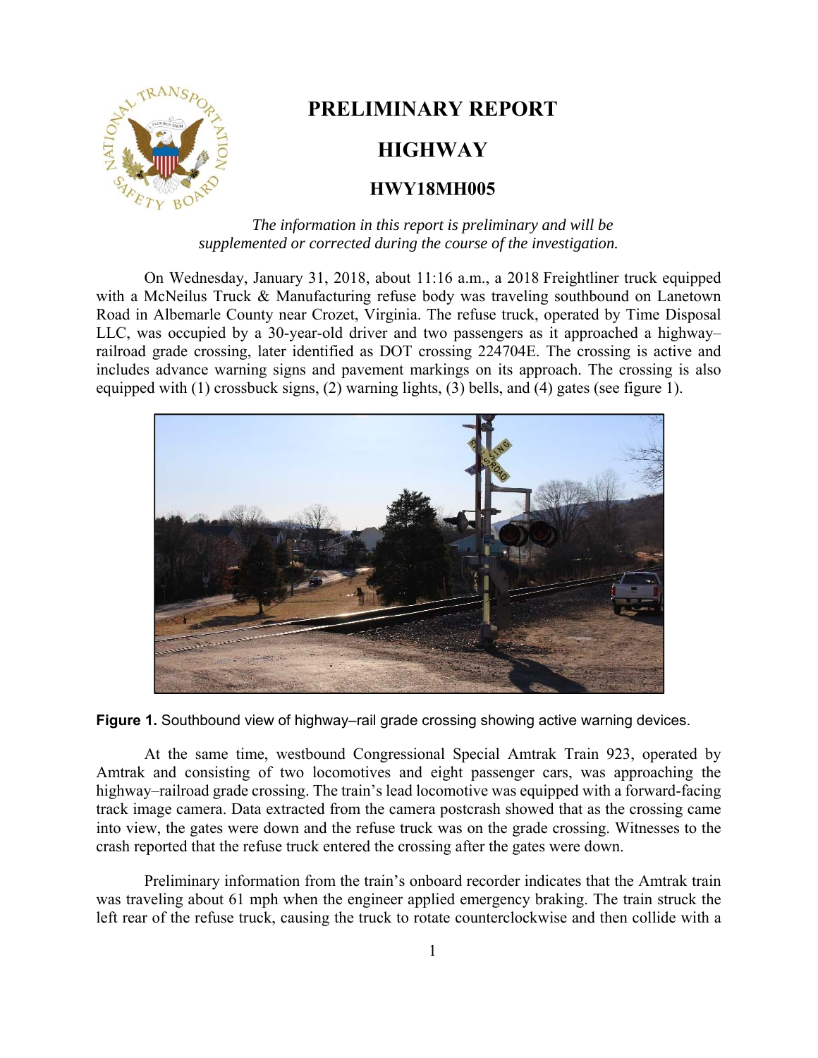# PRELIMINARY REPORT

## HIGHWAY

### HWY18MH005

*The information in this report is preliminary and will be supplemented or corrected during the course of the investigation.*

On Wednesday, January 31, 2018, about 11:16 a.m., a 2018 Freightliner truck equipped with a McNeilus Truck & Manufacturing refuse body was traveling southbound on Lanetown Road in Albemarle County near Crozet, Virginia. The refuse truck, operated by Time Disposal LLC, was occupied by a 30-year-old driver and two passengers as it approached a highway–railroad grade crossing, later identified as DOT crossing 224704E. The crossing is active and includes advance warning signs and pavement markings on its approach. The crossing is also equipped with (1) crossbuck signs, (2) warning lights, (3) bells, and (4) gates (see figure 1).

**Figure 1.** Southbound view of highway–rail grade crossing showing active warning devices.

At the same time, westbound Congressional Special Amtrak Train 923, operated by Amtrak and consisting of two locomotives and eight passenger cars, was approaching the highway–railroad grade crossing. The train's lead locomotive was equipped with a forward-facing track image camera. Data extracted from the camera postcrash showed that as the crossing came into view, the gates were down and the refuse truck was on the grade crossing. Witnesses to the crash reported that the refuse truck entered the crossing after the gates were down.

Preliminary information from the train's onboard recorder indicates that the Amtrak train was traveling about 61 mph when the engineer applied emergency braking. The train struck the left rear of the refuse truck, causing the truck to rotate counterclockwise and then collide with a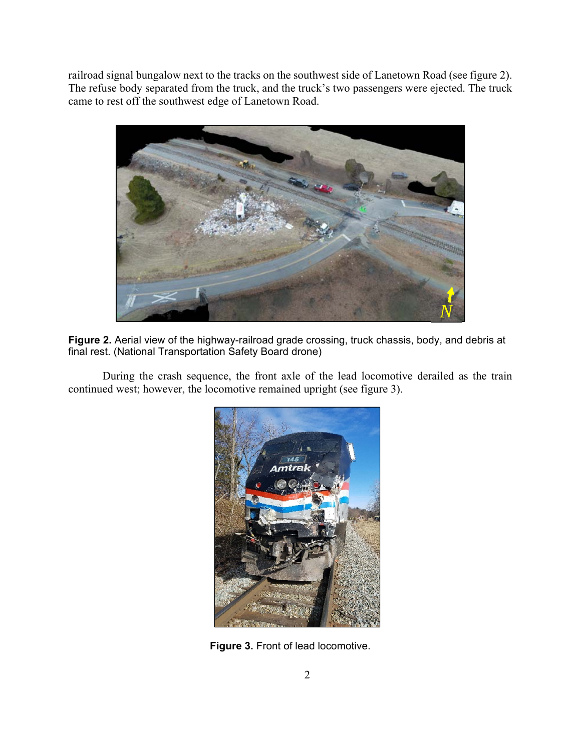railroad signal bungalow next to the tracks on the southwest side of Lanetown Road (see figure 2). The refuse body separated from the truck, and the truck's two passengers were ejected. The truck came to rest off the southwest edge of Lanetown Road.

**Figure 2.** Aerial view of the highway-railroad grade crossing, truck chassis, body, and debris at final rest. (National Transportation Safety Board drone)

During the crash sequence, the front axle of the lead locomotive derailed as the train continued west; however, the locomotive remained upright (see figure 3).

**Figure 3.** Front of lead locomotive.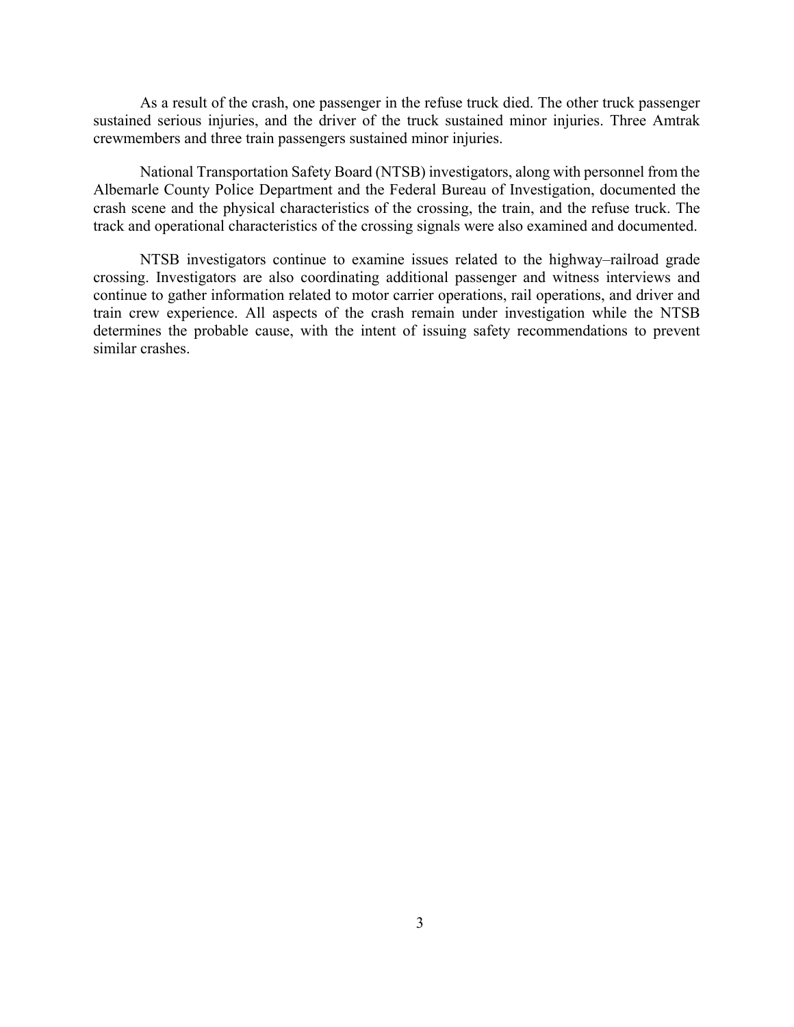As a result of the crash, one passenger in the refuse truck died. The other truck passenger sustained serious injuries, and the driver of the truck sustained minor injuries. Three Amtrak crewmembers and three train passengers sustained minor injuries.

National Transportation Safety Board (NTSB) investigators, along with personnel from the Albemarle County Police Department and the Federal Bureau of Investigation, documented the crash scene and the physical characteristics of the crossing, the train, and the refuse truck. The track and operational characteristics of the crossing signals were also examined and documented.

NTSB investigators continue to examine issues related to the highway–railroad grade crossing. Investigators are also coordinating additional passenger and witness interviews and continue to gather information related to motor carrier operations, rail operations, and driver and train crew experience. All aspects of the crash remain under investigation while the NTSB determines the probable cause, with the intent of issuing safety recommendations to prevent similar crashes.